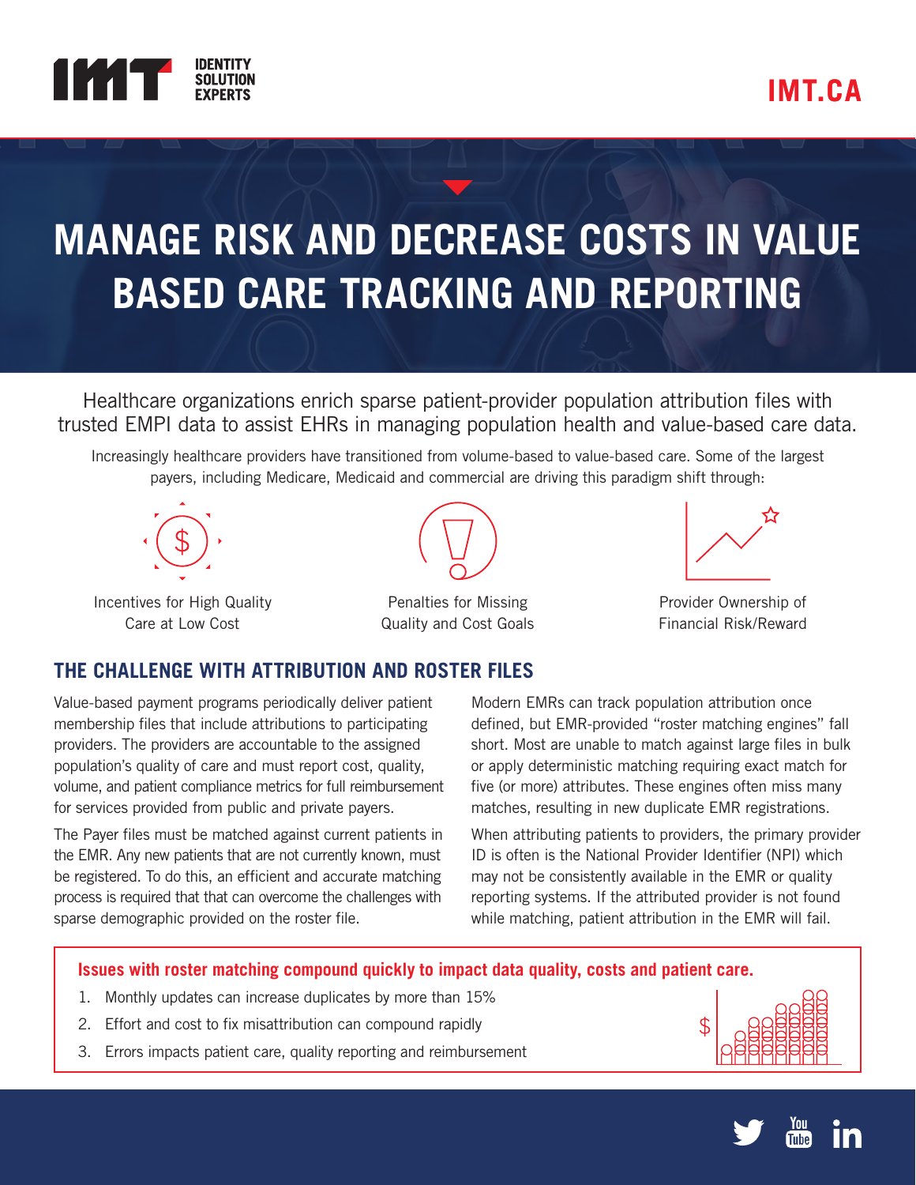IMT IDENTITY SOLUTION EXPERTS

IMT.CA

# MANAGE RISK AND DECREASE COSTS IN VALUE BASED CARE TRACKING AND REPORTING

Healthcare organizations enrich sparse patient-provider population attribution files with trusted EMPI data to assist EHRs in managing population health and value-based care data.

Increasingly healthcare providers have transitioned from volume-based to value-based care. Some of the largest payers, including Medicare, Medicaid and commercial are driving this paradigm shift through:

- Incentives for High Quality Care at Low Cost
- Penalties for Missing Quality and Cost Goals
- Provider Ownership of Financial Risk/Reward

## THE CHALLENGE WITH ATTRIBUTION AND ROSTER FILES

Value-based payment programs periodically deliver patient membership files that include attributions to participating providers. The providers are accountable to the assigned population's quality of care and must report cost, quality, volume, and patient compliance metrics for full reimbursement for services provided from public and private payers.

The Payer files must be matched against current patients in the EMR. Any new patients that are not currently known, must be registered. To do this, an efficient and accurate matching process is required that that can overcome the challenges with sparse demographic provided on the roster file.

Modern EMRs can track population attribution once defined, but EMR-provided "roster matching engines" fall short. Most are unable to match against large files in bulk or apply deterministic matching requiring exact match for five (or more) attributes. These engines often miss many matches, resulting in new duplicate EMR registrations.

When attributing patients to providers, the primary provider ID is often is the National Provider Identifier (NPI) which may not be consistently available in the EMR or quality reporting systems. If the attributed provider is not found while matching, patient attribution in the EMR will fail.

**Issues with roster matching compound quickly to impact data quality, costs and patient care.**

1. Monthly updates can increase duplicates by more than 15%
2. Effort and cost to fix misattribution can compound rapidly
3. Errors impacts patient care, quality reporting and reimbursement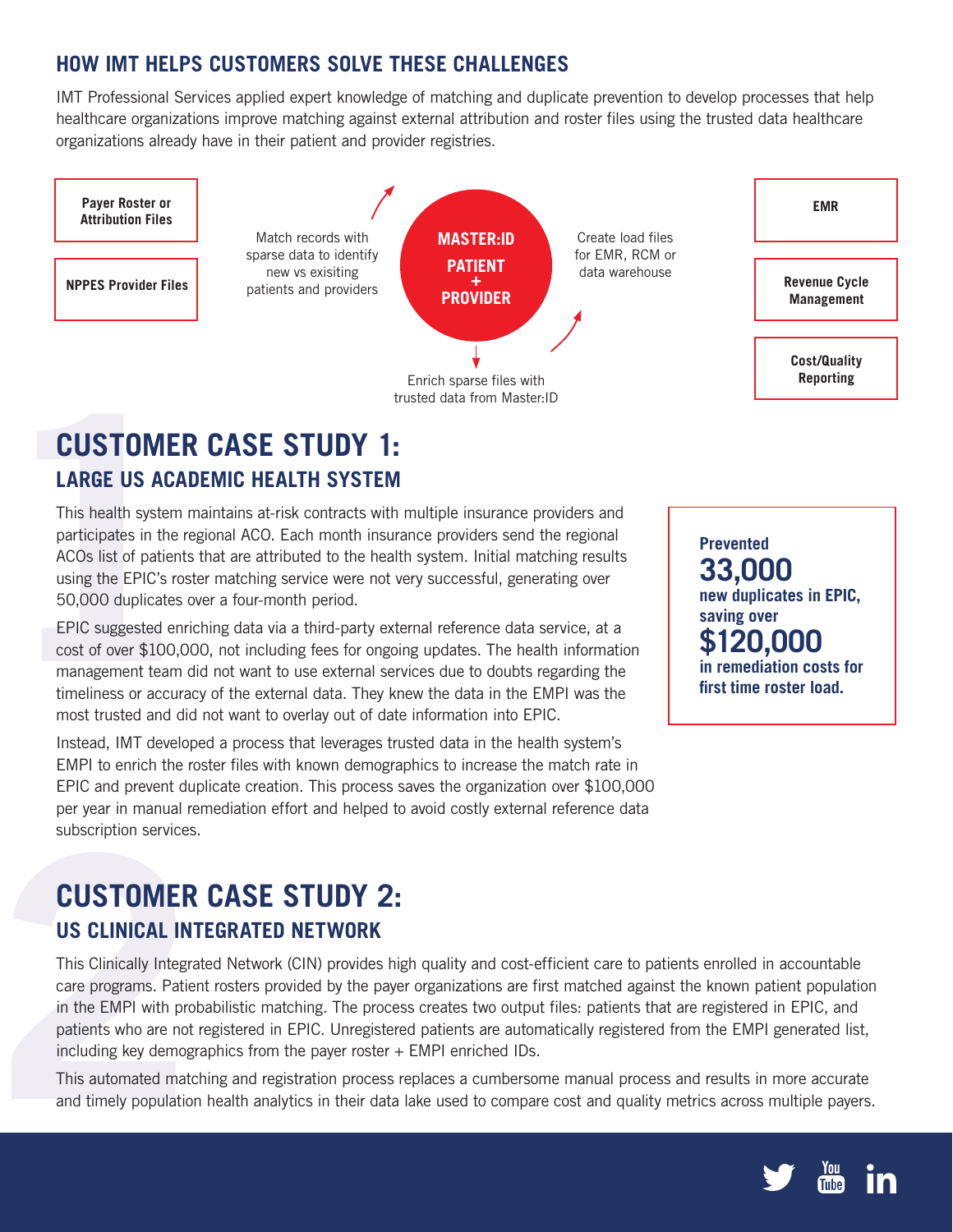## HOW IMT HELPS CUSTOMERS SOLVE THESE CHALLENGES

IMT Professional Services applied expert knowledge of matching and duplicate prevention to develop processes that help healthcare organizations improve matching against external attribution and roster files using the trusted data healthcare organizations already have in their patient and provider registries.

**Payer Roster or Attribution Files**

**NPPES Provider Files**

Match records with sparse data to identify new vs exisiting patients and providers

**MASTER:ID PATIENT + PROVIDER**

Enrich sparse files with trusted data from Master:ID

Create load files for EMR, RCM or data warehouse

**EMR**

**Revenue Cycle Management**

**Cost/Quality Reporting**

# CUSTOMER CASE STUDY 1:

## LARGE US ACADEMIC HEALTH SYSTEM

This health system maintains at-risk contracts with multiple insurance providers and participates in the regional ACO. Each month insurance providers send the regional ACOs list of patients that are attributed to the health system. Initial matching results using the EPIC's roster matching service were not very successful, generating over 50,000 duplicates over a four-month period.

EPIC suggested enriching data via a third-party external reference data service, at a cost of over $100,000, not including fees for ongoing updates. The health information management team did not want to use external services due to doubts regarding the timeliness or accuracy of the external data. They knew the data in the EMPI was the most trusted and did not want to overlay out of date information into EPIC.

Instead, IMT developed a process that leverages trusted data in the health system's EMPI to enrich the roster files with known demographics to increase the match rate in EPIC and prevent duplicate creation. This process saves the organization over $100,000 per year in manual remediation effort and helped to avoid costly external reference data subscription services.

**Prevented**
**33,000**
**new duplicates in EPIC, saving over**
**$120,000**
**in remediation costs for first time roster load.**

# CUSTOMER CASE STUDY 2:

## US CLINICAL INTEGRATED NETWORK

This Clinically Integrated Network (CIN) provides high quality and cost-efficient care to patients enrolled in accountable care programs. Patient rosters provided by the payer organizations are first matched against the known patient population in the EMPI with probabilistic matching. The process creates two output files: patients that are registered in EPIC, and patients who are not registered in EPIC. Unregistered patients are automatically registered from the EMPI generated list, including key demographics from the payer roster + EMPI enriched IDs.

This automated matching and registration process replaces a cumbersome manual process and results in more accurate and timely population health analytics in their data lake used to compare cost and quality metrics across multiple payers.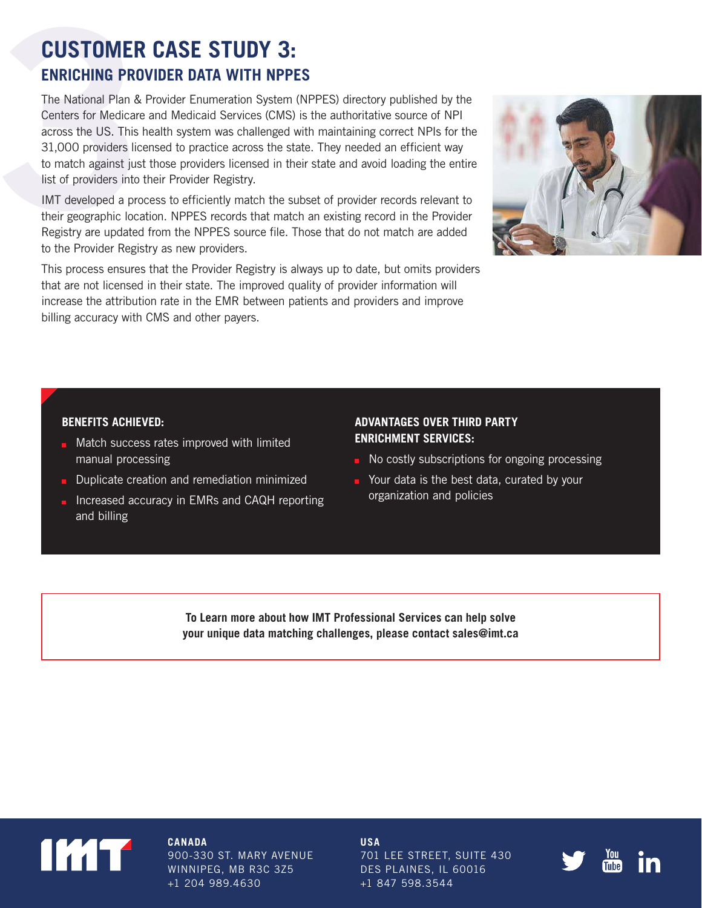# CUSTOMER CASE STUDY 3:

## ENRICHING PROVIDER DATA WITH NPPES

The National Plan & Provider Enumeration System (NPPES) directory published by the Centers for Medicare and Medicaid Services (CMS) is the authoritative source of NPI across the US. This health system was challenged with maintaining correct NPIs for the 31,000 providers licensed to practice across the state. They needed an efficient way to match against just those providers licensed in their state and avoid loading the entire list of providers into their Provider Registry.

IMT developed a process to efficiently match the subset of provider records relevant to their geographic location. NPPES records that match an existing record in the Provider Registry are updated from the NPPES source file. Those that do not match are added to the Provider Registry as new providers.

This process ensures that the Provider Registry is always up to date, but omits providers that are not licensed in their state. The improved quality of provider information will increase the attribution rate in the EMR between patients and providers and improve billing accuracy with CMS and other payers.

**BENEFITS ACHIEVED:**

- Match success rates improved with limited manual processing
- Duplicate creation and remediation minimized
- Increased accuracy in EMRs and CAQH reporting and billing

**ADVANTAGES OVER THIRD PARTY ENRICHMENT SERVICES:**

- No costly subscriptions for ongoing processing
- Your data is the best data, curated by your organization and policies

**To Learn more about how IMT Professional Services can help solve your unique data matching challenges, please contact sales@imt.ca**

**CANADA**
900-330 ST. MARY AVENUE
WINNIPEG, MB R3C 3Z5
+1 204 989.4630

**USA**
701 LEE STREET, SUITE 430
DES PLAINES, IL 60016
+1 847 598.3544